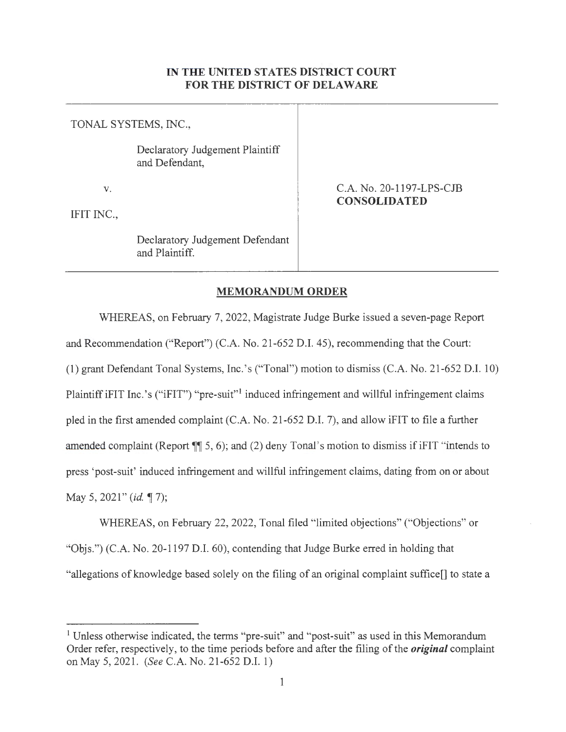**IN THE UNITED STATES DISTRICT COURT FOR THE DISTRICT OF DELAWARE**

| | |
|---|---|
| TONAL SYSTEMS, INC.,<br><br>Declaratory Judgement Plaintiff and Defendant,<br><br>v.<br><br>IFIT INC.,<br><br>Declaratory Judgement Defendant and Plaintiff. | C.A. No. 20-1197-LPS-CJB<br>**CONSOLIDATED** |

**MEMORANDUM ORDER**

WHEREAS, on February 7, 2022, Magistrate Judge Burke issued a seven-page Report and Recommendation ("Report") (C.A. No. 21-652 D.I. 45), recommending that the Court: (1) grant Defendant Tonal Systems, Inc.'s ("Tonal") motion to dismiss (C.A. No. 21-652 D.I. 10) Plaintiff iFIT Inc.'s ("iFIT") "pre-suit"[1] induced infringement and willful infringement claims pled in the first amended complaint (C.A. No. 21-652 D.I. 7), and allow iFIT to file a further amended complaint (Report ¶¶ 5, 6); and (2) deny Tonal's motion to dismiss if iFIT "intends to press 'post-suit' induced infringement and willful infringement claims, dating from on or about May 5, 2021" (*id.* ¶ 7);

WHEREAS, on February 22, 2022, Tonal filed "limited objections" ("Objections" or "Objs.") (C.A. No. 20-1197 D.I. 60), contending that Judge Burke erred in holding that "allegations of knowledge based solely on the filing of an original complaint suffice[] to state a

[1] Unless otherwise indicated, the terms "pre-suit" and "post-suit" as used in this Memorandum Order refer, respectively, to the time periods before and after the filing of the ***original*** complaint on May 5, 2021. (*See* C.A. No. 21-652 D.I. 1)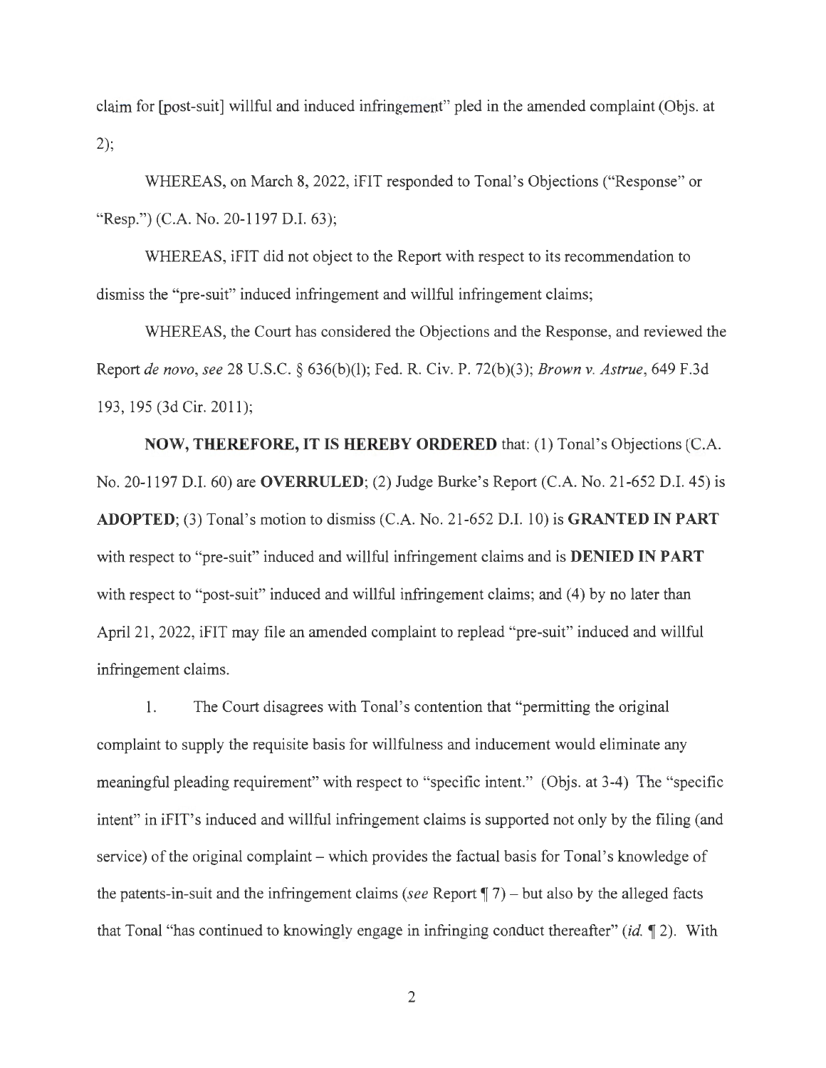claim for [post-suit] willful and induced infringement" pled in the amended complaint (Objs. at 2);

WHEREAS, on March 8, 2022, iFIT responded to Tonal's Objections ("Response" or "Resp.") (C.A. No. 20-1197 D.I. 63);

WHEREAS, iFIT did not object to the Report with respect to its recommendation to dismiss the "pre-suit" induced infringement and willful infringement claims;

WHEREAS, the Court has considered the Objections and the Response, and reviewed the Report *de novo*, *see* 28 U.S.C. § 636(b)(l); Fed. R. Civ. P. 72(b)(3); *Brown v. Astrue*, 649 F.3d 193, 195 (3d Cir. 2011);

**NOW, THEREFORE, IT IS HEREBY ORDERED** that: (1) Tonal's Objections (C.A. No. 20-1197 D.I. 60) are **OVERRULED**; (2) Judge Burke's Report (C.A. No. 21-652 D.I. 45) is **ADOPTED**; (3) Tonal's motion to dismiss (C.A. No. 21-652 D.I. 10) is **GRANTED IN PART** with respect to "pre-suit" induced and willful infringement claims and is **DENIED IN PART** with respect to "post-suit" induced and willful infringement claims; and (4) by no later than April 21, 2022, iFIT may file an amended complaint to replead "pre-suit" induced and willful infringement claims.

1. The Court disagrees with Tonal's contention that "permitting the original complaint to supply the requisite basis for willfulness and inducement would eliminate any meaningful pleading requirement" with respect to "specific intent." (Objs. at 3-4) The "specific intent" in iFIT's induced and willful infringement claims is supported not only by the filing (and service) of the original complaint – which provides the factual basis for Tonal's knowledge of the patents-in-suit and the infringement claims (*see* Report ¶ 7) – but also by the alleged facts that Tonal "has continued to knowingly engage in infringing conduct thereafter" (*id.* ¶ 2). With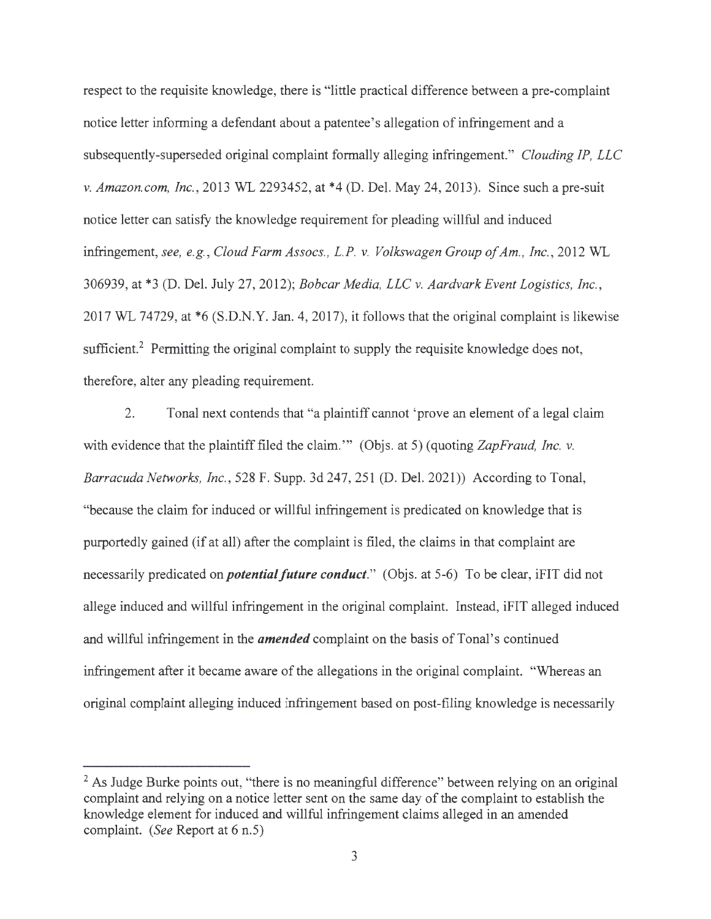respect to the requisite knowledge, there is "little practical difference between a pre-complaint notice letter informing a defendant about a patentee's allegation of infringement and a subsequently-superseded original complaint formally alleging infringement." *Clouding IP, LLC v. Amazon.com, Inc.*, 2013 WL 2293452, at *4 (D. Del. May 24, 2013). Since such a pre-suit notice letter can satisfy the knowledge requirement for pleading willful and induced infringement, *see, e.g.*, *Cloud Farm Assocs., L.P. v. Volkswagen Group of Am., Inc.*, 2012 WL 306939, at *3 (D. Del. July 27, 2012); *Bobcar Media, LLC v. Aardvark Event Logistics, Inc.*, 2017 WL 74729, at *6 (S.D.N.Y. Jan. 4, 2017), it follows that the original complaint is likewise sufficient.[2] Permitting the original complaint to supply the requisite knowledge does not, therefore, alter any pleading requirement.

2. Tonal next contends that "a plaintiff cannot 'prove an element of a legal claim with evidence that the plaintiff filed the claim.'" (Objs. at 5) (quoting *ZapFraud, Inc. v. Barracuda Networks, Inc.*, 528 F. Supp. 3d 247, 251 (D. Del. 2021)) According to Tonal, "because the claim for induced or willful infringement is predicated on knowledge that is purportedly gained (if at all) after the complaint is filed, the claims in that complaint are necessarily predicated on ***potential future conduct***." (Objs. at 5-6) To be clear, iFIT did not allege induced and willful infringement in the original complaint. Instead, iFIT alleged induced and willful infringement in the ***amended*** complaint on the basis of Tonal's continued infringement after it became aware of the allegations in the original complaint. "Whereas an original complaint alleging induced infringement based on post-filing knowledge is necessarily

[2] As Judge Burke points out, "there is no meaningful difference" between relying on an original complaint and relying on a notice letter sent on the same day of the complaint to establish the knowledge element for induced and willful infringement claims alleged in an amended complaint. (*See* Report at 6 n.5)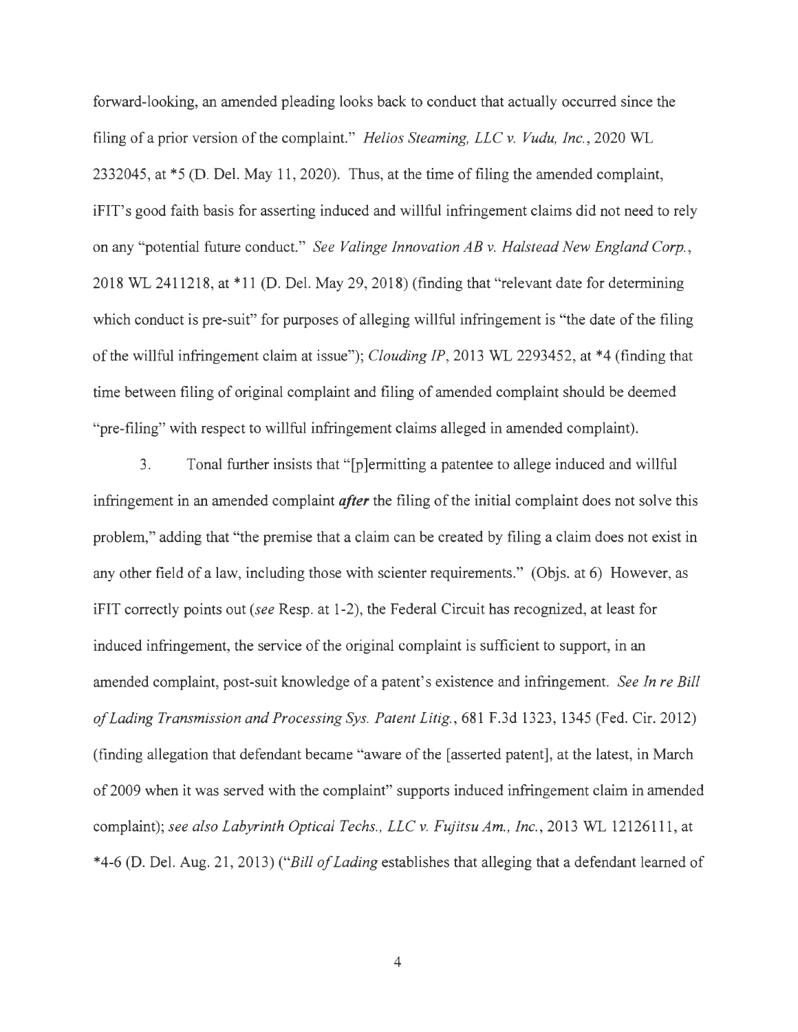forward-looking, an amended pleading looks back to conduct that actually occurred since the filing of a prior version of the complaint." *Helios Steaming, LLC v. Vudu, Inc.*, 2020 WL 2332045, at *5 (D. Del. May 11, 2020). Thus, at the time of filing the amended complaint, iFIT's good faith basis for asserting induced and willful infringement claims did not need to rely on any "potential future conduct." *See Valinge Innovation AB v. Halstead New England Corp.*, 2018 WL 2411218, at *11 (D. Del. May 29, 2018) (finding that "relevant date for determining which conduct is pre-suit" for purposes of alleging willful infringement is "the date of the filing of the willful infringement claim at issue"); *Clouding IP*, 2013 WL 2293452, at *4 (finding that time between filing of original complaint and filing of amended complaint should be deemed "pre-filing" with respect to willful infringement claims alleged in amended complaint).

3. Tonal further insists that "[p]ermitting a patentee to allege induced and willful infringement in an amended complaint ***after*** the filing of the initial complaint does not solve this problem," adding that "the premise that a claim can be created by filing a claim does not exist in any other field of a law, including those with scienter requirements." (Objs. at 6) However, as iFIT correctly points out (*see* Resp. at 1-2), the Federal Circuit has recognized, at least for induced infringement, the service of the original complaint is sufficient to support, in an amended complaint, post-suit knowledge of a patent's existence and infringement. *See In re Bill of Lading Transmission and Processing Sys. Patent Litig.*, 681 F.3d 1323, 1345 (Fed. Cir. 2012) (finding allegation that defendant became "aware of the [asserted patent], at the latest, in March of 2009 when it was served with the complaint" supports induced infringement claim in amended complaint); *see also Labyrinth Optical Techs., LLC v. Fujitsu Am., Inc.*, 2013 WL 12126111, at *4-6 (D. Del. Aug. 21, 2013) ("*Bill of Lading* establishes that alleging that a defendant learned of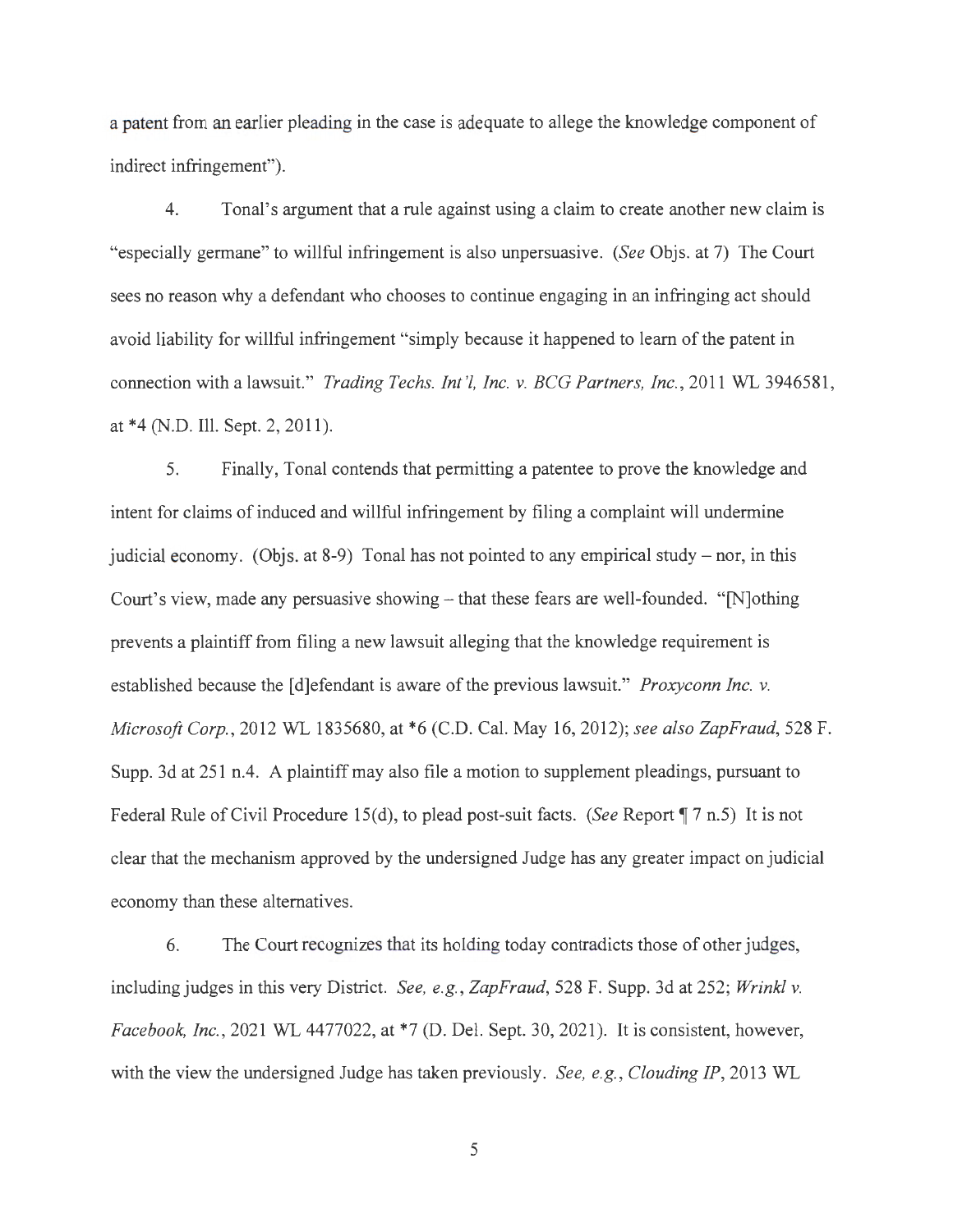a patent from an earlier pleading in the case is adequate to allege the knowledge component of indirect infringement").

4. Tonal's argument that a rule against using a claim to create another new claim is "especially germane" to willful infringement is also unpersuasive. (*See* Objs. at 7) The Court sees no reason why a defendant who chooses to continue engaging in an infringing act should avoid liability for willful infringement "simply because it happened to learn of the patent in connection with a lawsuit." *Trading Techs. Int'l, Inc. v. BCG Partners, Inc.*, 2011 WL 3946581, at *4 (N.D. Ill. Sept. 2, 2011).

5. Finally, Tonal contends that permitting a patentee to prove the knowledge and intent for claims of induced and willful infringement by filing a complaint will undermine judicial economy. (Objs. at 8-9) Tonal has not pointed to any empirical study – nor, in this Court's view, made any persuasive showing – that these fears are well-founded. "[N]othing prevents a plaintiff from filing a new lawsuit alleging that the knowledge requirement is established because the [d]efendant is aware of the previous lawsuit." *Proxyconn Inc. v. Microsoft Corp.*, 2012 WL 1835680, at *6 (C.D. Cal. May 16, 2012); *see also ZapFraud*, 528 F. Supp. 3d at 251 n.4. A plaintiff may also file a motion to supplement pleadings, pursuant to Federal Rule of Civil Procedure 15(d), to plead post-suit facts. (*See* Report ¶ 7 n.5) It is not clear that the mechanism approved by the undersigned Judge has any greater impact on judicial economy than these alternatives.

6. The Court recognizes that its holding today contradicts those of other judges, including judges in this very District. *See, e.g.*, *ZapFraud*, 528 F. Supp. 3d at 252; *Wrinkl v. Facebook, Inc.*, 2021 WL 4477022, at *7 (D. Del. Sept. 30, 2021). It is consistent, however, with the view the undersigned Judge has taken previously. *See, e.g.*, *Clouding IP*, 2013 WL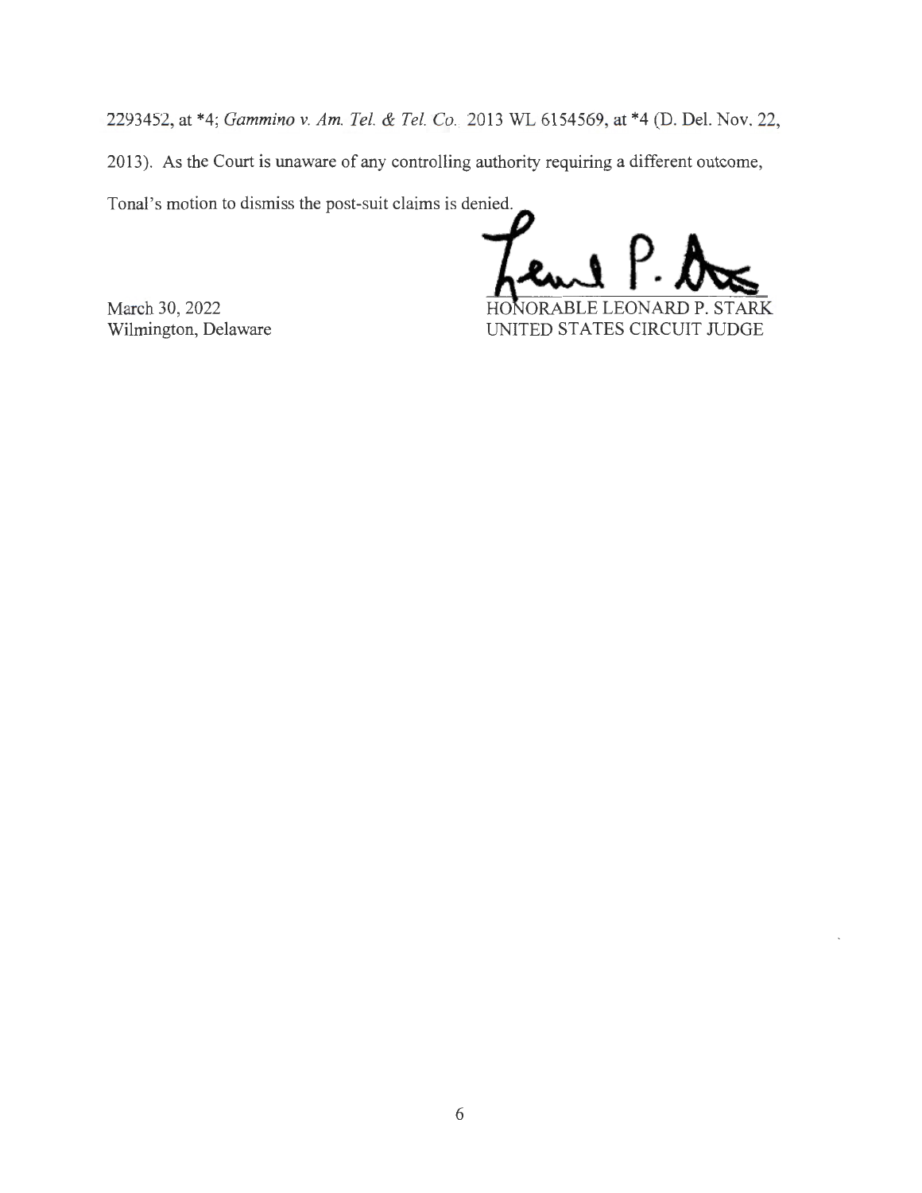2293452, at *4; *Gammino v. Am. Tel. & Tel. Co.*, 2013 WL 6154569, at *4 (D. Del. Nov. 22, 2013). As the Court is unaware of any controlling authority requiring a different outcome, Tonal's motion to dismiss the post-suit claims is denied.

March 30, 2022
Wilmington, Delaware

HONORABLE LEONARD P. STARK
UNITED STATES CIRCUIT JUDGE